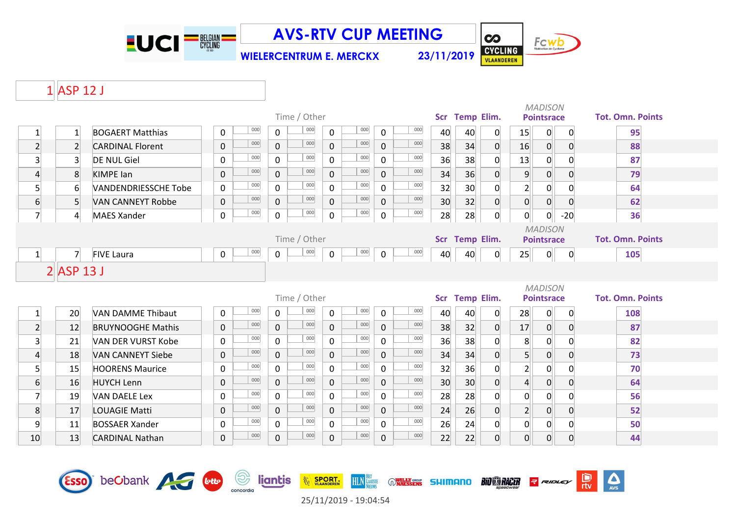# AVS-RTV CUP MEETING

**WIELERCENTRUM E. MERCKX** 23/11/2019

## 1 ASP 12 J

| | | | Time / Other | | | | | | | | Scr | Temp | Elim. | MADISON Pointsrace | | | Tot. Omn. Points |
|---|---|---|---|---|---|---|---|---|---|---|---|---|---|---|---|---|---|
| 1 | 1 | BOGAERT Matthias | 0 | 000 | 0 | 000 | 0 | 000 | 0 | 000 | 40 | 40 | 0 | 15 | 0 | 0 | 95 |
| 2 | 2 | CARDINAL Florent | 0 | 000 | 0 | 000 | 0 | 000 | 0 | 000 | 38 | 34 | 0 | 16 | 0 | 0 | 88 |
| 3 | 3 | DE NUL Giel | 0 | 000 | 0 | 000 | 0 | 000 | 0 | 000 | 36 | 38 | 0 | 13 | 0 | 0 | 87 |
| 4 | 8 | KIMPE Ian | 0 | 000 | 0 | 000 | 0 | 000 | 0 | 000 | 34 | 36 | 0 | 9 | 0 | 0 | 79 |
| 5 | 6 | VANDENDRIESSCHE Tobe | 0 | 000 | 0 | 000 | 0 | 000 | 0 | 000 | 32 | 30 | 0 | 2 | 0 | 0 | 64 |
| 6 | 5 | VAN CANNEYT Robbe | 0 | 000 | 0 | 000 | 0 | 000 | 0 | 000 | 30 | 32 | 0 | 0 | 0 | 0 | 62 |
| 7 | 4 | MAES Xander | 0 | 000 | 0 | 000 | 0 | 000 | 0 | 000 | 28 | 28 | 0 | 0 | 0 | -20 | 36 |

| | | | Time / Other | | | | | | | | Scr | Temp | Elim. | MADISON Pointsrace | | | Tot. Omn. Points |
|---|---|---|---|---|---|---|---|---|---|---|---|---|---|---|---|---|---|
| 1 | 7 | FIVE Laura | 0 | 000 | 0 | 000 | 0 | 000 | 0 | 000 | 40 | 40 | 0 | 25 | 0 | 0 | 105 |

## 2 ASP 13 J

| | | | Time / Other | | | | | | | | Scr | Temp | Elim. | MADISON Pointsrace | | | Tot. Omn. Points |
|---|---|---|---|---|---|---|---|---|---|---|---|---|---|---|---|---|---|
| 1 | 20 | VAN DAMME Thibaut | 0 | 000 | 0 | 000 | 0 | 000 | 0 | 000 | 40 | 40 | 0 | 28 | 0 | 0 | 108 |
| 2 | 12 | BRUYNOOGHE Mathis | 0 | 000 | 0 | 000 | 0 | 000 | 0 | 000 | 38 | 32 | 0 | 17 | 0 | 0 | 87 |
| 3 | 21 | VAN DER VURST Kobe | 0 | 000 | 0 | 000 | 0 | 000 | 0 | 000 | 36 | 38 | 0 | 8 | 0 | 0 | 82 |
| 4 | 18 | VAN CANNEYT Siebe | 0 | 000 | 0 | 000 | 0 | 000 | 0 | 000 | 34 | 34 | 0 | 5 | 0 | 0 | 73 |
| 5 | 15 | HOORENS Maurice | 0 | 000 | 0 | 000 | 0 | 000 | 0 | 000 | 32 | 36 | 0 | 2 | 0 | 0 | 70 |
| 6 | 16 | HUYCH Lenn | 0 | 000 | 0 | 000 | 0 | 000 | 0 | 000 | 30 | 30 | 0 | 4 | 0 | 0 | 64 |
| 7 | 19 | VAN DAELE Lex | 0 | 000 | 0 | 000 | 0 | 000 | 0 | 000 | 28 | 28 | 0 | 0 | 0 | 0 | 56 |
| 8 | 17 | LOUAGIE Matti | 0 | 000 | 0 | 000 | 0 | 000 | 0 | 000 | 24 | 26 | 0 | 2 | 0 | 0 | 52 |
| 9 | 11 | BOSSAER Xander | 0 | 000 | 0 | 000 | 0 | 000 | 0 | 000 | 26 | 24 | 0 | 0 | 0 | 0 | 50 |
| 10 | 13 | CARDINAL Nathan | 0 | 000 | 0 | 000 | 0 | 000 | 0 | 000 | 22 | 22 | 0 | 0 | 0 | 0 | 44 |

25/11/2019 - 19:04:54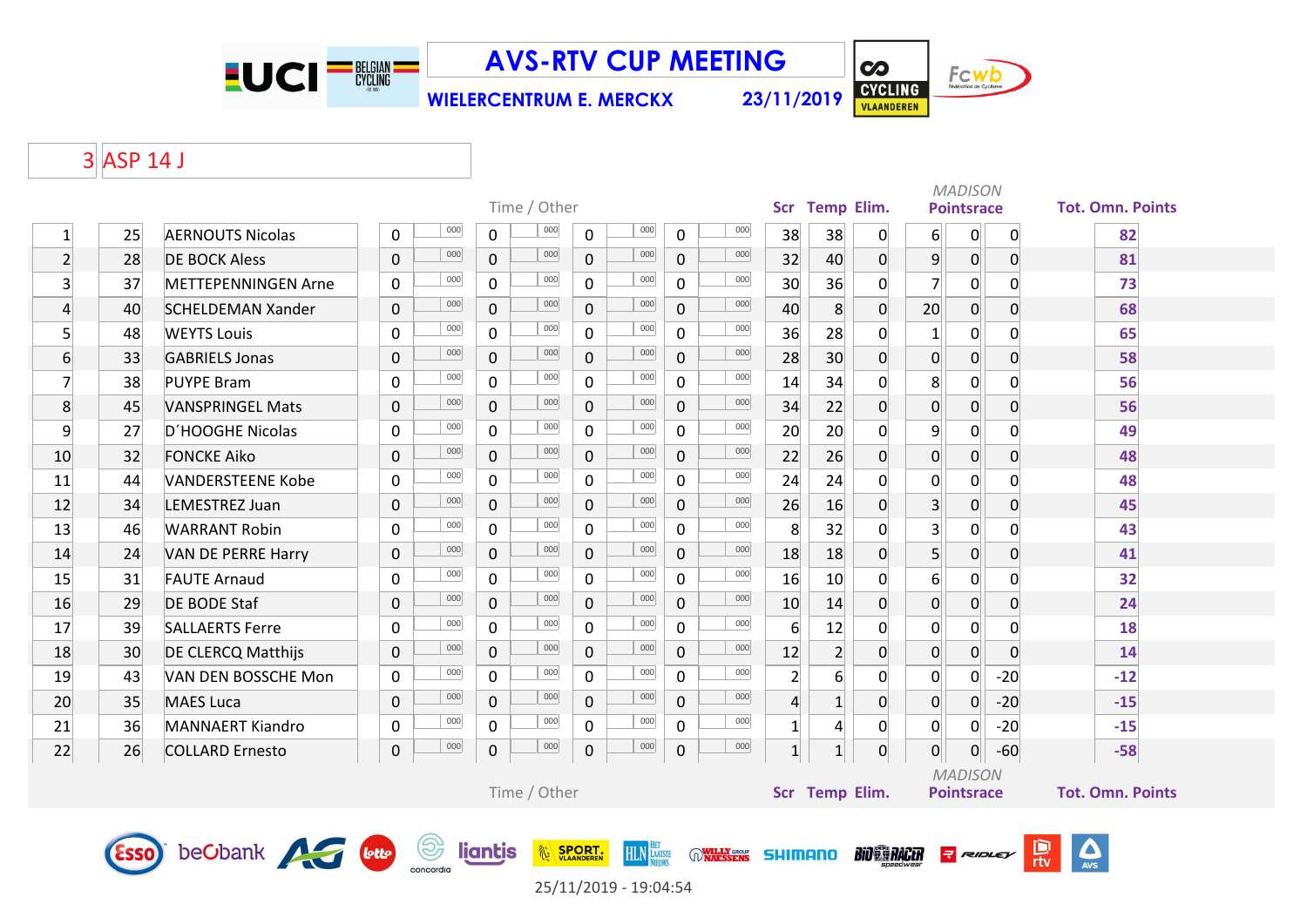# AVS-RTV CUP MEETING

**WIELERCENTRUM E. MERCKX** 23/11/2019

## 3 ASP 14 J

| | | | Time / Other | | | | | | | | Scr | Temp | Elim. | MADISON Pointsrace | | | Tot. Omn. Points |
|---|---|---|---|---|---|---|---|---|---|---|---|---|---|---|---|---|---|
| 1 | 25 | AERNOUTS Nicolas | 0 | 000 | 0 | 000 | 0 | 000 | 0 | 000 | 38 | 38 | 0 | 6 | 0 | 0 | 82 |
| 2 | 28 | DE BOCK Aless | 0 | 000 | 0 | 000 | 0 | 000 | 0 | 000 | 32 | 40 | 0 | 9 | 0 | 0 | 81 |
| 3 | 37 | METTEPENNINGEN Arne | 0 | 000 | 0 | 000 | 0 | 000 | 0 | 000 | 30 | 36 | 0 | 7 | 0 | 0 | 73 |
| 4 | 40 | SCHELDEMAN Xander | 0 | 000 | 0 | 000 | 0 | 000 | 0 | 000 | 40 | 8 | 0 | 20 | 0 | 0 | 68 |
| 5 | 48 | WEYTS Louis | 0 | 000 | 0 | 000 | 0 | 000 | 0 | 000 | 36 | 28 | 0 | 1 | 0 | 0 | 65 |
| 6 | 33 | GABRIELS Jonas | 0 | 000 | 0 | 000 | 0 | 000 | 0 | 000 | 28 | 30 | 0 | 0 | 0 | 0 | 58 |
| 7 | 38 | PUYPE Bram | 0 | 000 | 0 | 000 | 0 | 000 | 0 | 000 | 14 | 34 | 0 | 8 | 0 | 0 | 56 |
| 8 | 45 | VANSPRINGEL Mats | 0 | 000 | 0 | 000 | 0 | 000 | 0 | 000 | 34 | 22 | 0 | 0 | 0 | 0 | 56 |
| 9 | 27 | D´HOOGHE Nicolas | 0 | 000 | 0 | 000 | 0 | 000 | 0 | 000 | 20 | 20 | 0 | 9 | 0 | 0 | 49 |
| 10 | 32 | FONCKE Aiko | 0 | 000 | 0 | 000 | 0 | 000 | 0 | 000 | 22 | 26 | 0 | 0 | 0 | 0 | 48 |
| 11 | 44 | VANDERSTEENE Kobe | 0 | 000 | 0 | 000 | 0 | 000 | 0 | 000 | 24 | 24 | 0 | 0 | 0 | 0 | 48 |
| 12 | 34 | LEMESTREZ Juan | 0 | 000 | 0 | 000 | 0 | 000 | 0 | 000 | 26 | 16 | 0 | 3 | 0 | 0 | 45 |
| 13 | 46 | WARRANT Robin | 0 | 000 | 0 | 000 | 0 | 000 | 0 | 000 | 8 | 32 | 0 | 3 | 0 | 0 | 43 |
| 14 | 24 | VAN DE PERRE Harry | 0 | 000 | 0 | 000 | 0 | 000 | 0 | 000 | 18 | 18 | 0 | 5 | 0 | 0 | 41 |
| 15 | 31 | FAUTE Arnaud | 0 | 000 | 0 | 000 | 0 | 000 | 0 | 000 | 16 | 10 | 0 | 6 | 0 | 0 | 32 |
| 16 | 29 | DE BODE Staf | 0 | 000 | 0 | 000 | 0 | 000 | 0 | 000 | 10 | 14 | 0 | 0 | 0 | 0 | 24 |
| 17 | 39 | SALLAERTS Ferre | 0 | 000 | 0 | 000 | 0 | 000 | 0 | 000 | 6 | 12 | 0 | 0 | 0 | 0 | 18 |
| 18 | 30 | DE CLERCQ Matthijs | 0 | 000 | 0 | 000 | 0 | 000 | 0 | 000 | 12 | 2 | 0 | 0 | 0 | 0 | 14 |
| 19 | 43 | VAN DEN BOSSCHE Mon | 0 | 000 | 0 | 000 | 0 | 000 | 0 | 000 | 2 | 6 | 0 | 0 | 0 | -20 | -12 |
| 20 | 35 | MAES Luca | 0 | 000 | 0 | 000 | 0 | 000 | 0 | 000 | 4 | 1 | 0 | 0 | 0 | -20 | -15 |
| 21 | 36 | MANNAERT Kiandro | 0 | 000 | 0 | 000 | 0 | 000 | 0 | 000 | 1 | 4 | 0 | 0 | 0 | -20 | -15 |
| 22 | 26 | COLLARD Ernesto | 0 | 000 | 0 | 000 | 0 | 000 | 0 | 000 | 1 | 1 | 0 | 0 | 0 | -60 | -58 |
| | | | Time / Other | | | | | | | | Scr | Temp | Elim. | MADISON Pointsrace | | | Tot. Omn. Points |

25/11/2019 - 19:04:54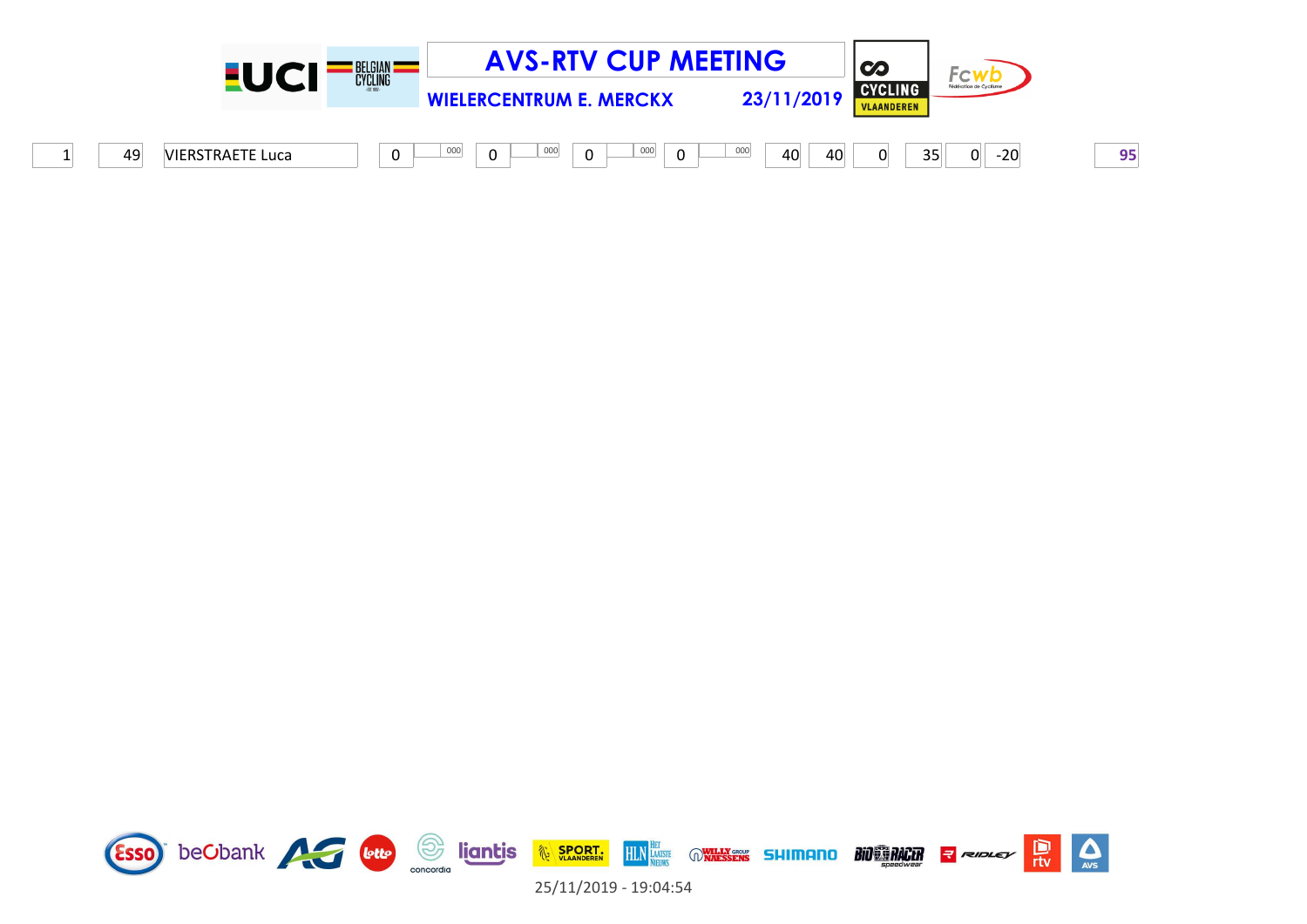# AVS-RTV CUP MEETING

**WIELERCENTRUM E. MERCKX** **23/11/2019**

| | | | | | | | | | | | | | | | | | | |
|---|---|---|---|---|---|---|---|---|---|---|---|---|---|---|---|---|---|---|
| 1 | 49 | VIERSTRAETE Luca | 0 | 000 | 0 | 000 | 0 | 000 | 0 | 000 | 40 | 40 | 0 | 35 | 0 | -20 | | **95** |

25/11/2019 - 19:04:54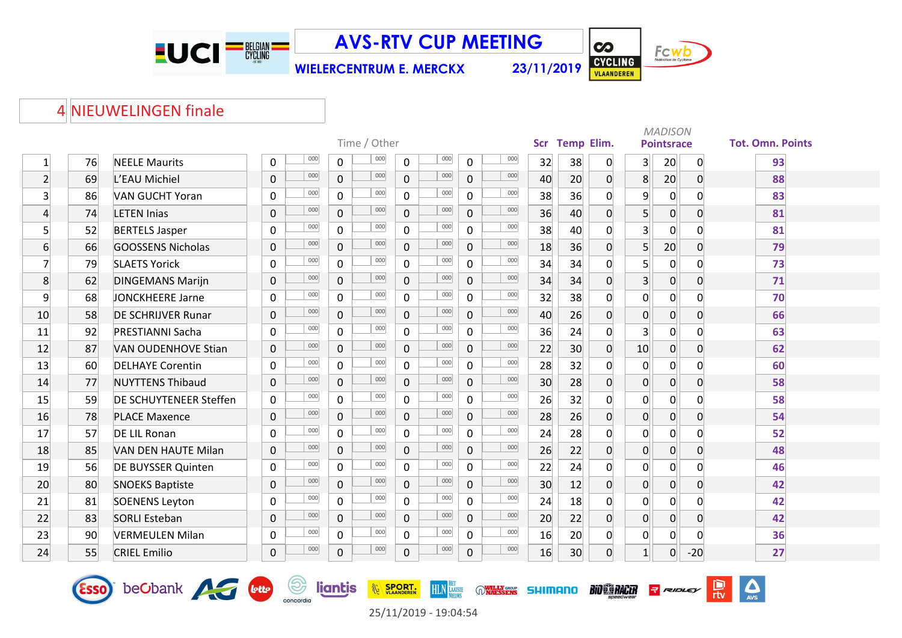# AVS-RTV CUP MEETING

**WIELERCENTRUM E. MERCKX** 23/11/2019

## 4 NIEUWELINGEN finale

| | | | Time / Other | | | | | | | | Scr | Temp | Elim. | MADISON Pointsrace | | | Tot. Omn. Points |
|---|---|---|---|---|---|---|---|---|---|---|---|---|---|---|---|---|---|
| 1 | 76 | NEELE Maurits | 0 | 000 | 0 | 000 | 0 | 000 | 0 | 000 | 32 | 38 | 0 | 3 | 20 | 0 | 93 |
| 2 | 69 | L'EAU Michiel | 0 | 000 | 0 | 000 | 0 | 000 | 0 | 000 | 40 | 20 | 0 | 8 | 20 | 0 | 88 |
| 3 | 86 | VAN GUCHT Yoran | 0 | 000 | 0 | 000 | 0 | 000 | 0 | 000 | 38 | 36 | 0 | 9 | 0 | 0 | 83 |
| 4 | 74 | LETEN Inias | 0 | 000 | 0 | 000 | 0 | 000 | 0 | 000 | 36 | 40 | 0 | 5 | 0 | 0 | 81 |
| 5 | 52 | BERTELS Jasper | 0 | 000 | 0 | 000 | 0 | 000 | 0 | 000 | 38 | 40 | 0 | 3 | 0 | 0 | 81 |
| 6 | 66 | GOOSSENS Nicholas | 0 | 000 | 0 | 000 | 0 | 000 | 0 | 000 | 18 | 36 | 0 | 5 | 20 | 0 | 79 |
| 7 | 79 | SLAETS Yorick | 0 | 000 | 0 | 000 | 0 | 000 | 0 | 000 | 34 | 34 | 0 | 5 | 0 | 0 | 73 |
| 8 | 62 | DINGEMANS Marijn | 0 | 000 | 0 | 000 | 0 | 000 | 0 | 000 | 34 | 34 | 0 | 3 | 0 | 0 | 71 |
| 9 | 68 | JONCKHEERE Jarne | 0 | 000 | 0 | 000 | 0 | 000 | 0 | 000 | 32 | 38 | 0 | 0 | 0 | 0 | 70 |
| 10 | 58 | DE SCHRIJVER Runar | 0 | 000 | 0 | 000 | 0 | 000 | 0 | 000 | 40 | 26 | 0 | 0 | 0 | 0 | 66 |
| 11 | 92 | PRESTIANNI Sacha | 0 | 000 | 0 | 000 | 0 | 000 | 0 | 000 | 36 | 24 | 0 | 3 | 0 | 0 | 63 |
| 12 | 87 | VAN OUDENHOVE Stian | 0 | 000 | 0 | 000 | 0 | 000 | 0 | 000 | 22 | 30 | 0 | 10 | 0 | 0 | 62 |
| 13 | 60 | DELHAYE Corentin | 0 | 000 | 0 | 000 | 0 | 000 | 0 | 000 | 28 | 32 | 0 | 0 | 0 | 0 | 60 |
| 14 | 77 | NUYTTENS Thibaud | 0 | 000 | 0 | 000 | 0 | 000 | 0 | 000 | 30 | 28 | 0 | 0 | 0 | 0 | 58 |
| 15 | 59 | DE SCHUYTENEER Steffen | 0 | 000 | 0 | 000 | 0 | 000 | 0 | 000 | 26 | 32 | 0 | 0 | 0 | 0 | 58 |
| 16 | 78 | PLACE Maxence | 0 | 000 | 0 | 000 | 0 | 000 | 0 | 000 | 28 | 26 | 0 | 0 | 0 | 0 | 54 |
| 17 | 57 | DE LIL Ronan | 0 | 000 | 0 | 000 | 0 | 000 | 0 | 000 | 24 | 28 | 0 | 0 | 0 | 0 | 52 |
| 18 | 85 | VAN DEN HAUTE Milan | 0 | 000 | 0 | 000 | 0 | 000 | 0 | 000 | 26 | 22 | 0 | 0 | 0 | 0 | 48 |
| 19 | 56 | DE BUYSSER Quinten | 0 | 000 | 0 | 000 | 0 | 000 | 0 | 000 | 22 | 24 | 0 | 0 | 0 | 0 | 46 |
| 20 | 80 | SNOEKS Baptiste | 0 | 000 | 0 | 000 | 0 | 000 | 0 | 000 | 30 | 12 | 0 | 0 | 0 | 0 | 42 |
| 21 | 81 | SOENENS Leyton | 0 | 000 | 0 | 000 | 0 | 000 | 0 | 000 | 24 | 18 | 0 | 0 | 0 | 0 | 42 |
| 22 | 83 | SORLI Esteban | 0 | 000 | 0 | 000 | 0 | 000 | 0 | 000 | 20 | 22 | 0 | 0 | 0 | 0 | 42 |
| 23 | 90 | VERMEULEN Milan | 0 | 000 | 0 | 000 | 0 | 000 | 0 | 000 | 16 | 20 | 0 | 0 | 0 | 0 | 36 |
| 24 | 55 | CRIEL Emilio | 0 | 000 | 0 | 000 | 0 | 000 | 0 | 000 | 16 | 30 | 0 | 1 | 0 | -20 | 27 |

25/11/2019 - 19:04:54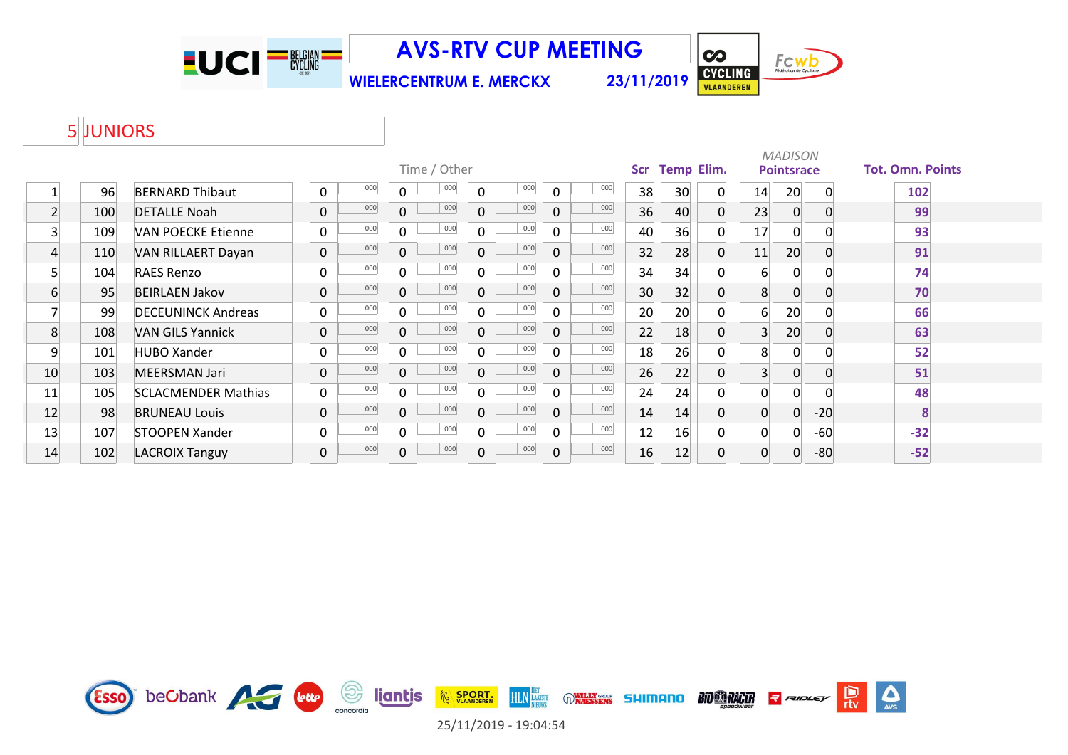# AVS-RTV CUP MEETING

**WIELERCENTRUM E. MERCKX** 23/11/2019

## 5 JUNIORS

| | | | Time / Other | | | | | | | | Scr | Temp | Elim. | MADISON Pointsrace | | | Tot. Omn. Points |
|---|---|---|---|---|---|---|---|---|---|---|---|---|---|---|---|---|---|
| 1 | 96 | BERNARD Thibaut | 0 | 000 | 0 | 000 | 0 | 000 | 0 | 000 | 38 | 30 | 0 | 14 | 20 | 0 | 102 |
| 2 | 100 | DETALLE Noah | 0 | 000 | 0 | 000 | 0 | 000 | 0 | 000 | 36 | 40 | 0 | 23 | 0 | 0 | 99 |
| 3 | 109 | VAN POECKE Etienne | 0 | 000 | 0 | 000 | 0 | 000 | 0 | 000 | 40 | 36 | 0 | 17 | 0 | 0 | 93 |
| 4 | 110 | VAN RILLAERT Dayan | 0 | 000 | 0 | 000 | 0 | 000 | 0 | 000 | 32 | 28 | 0 | 11 | 20 | 0 | 91 |
| 5 | 104 | RAES Renzo | 0 | 000 | 0 | 000 | 0 | 000 | 0 | 000 | 34 | 34 | 0 | 6 | 0 | 0 | 74 |
| 6 | 95 | BEIRLAEN Jakov | 0 | 000 | 0 | 000 | 0 | 000 | 0 | 000 | 30 | 32 | 0 | 8 | 0 | 0 | 70 |
| 7 | 99 | DECEUNINCK Andreas | 0 | 000 | 0 | 000 | 0 | 000 | 0 | 000 | 20 | 20 | 0 | 6 | 20 | 0 | 66 |
| 8 | 108 | VAN GILS Yannick | 0 | 000 | 0 | 000 | 0 | 000 | 0 | 000 | 22 | 18 | 0 | 3 | 20 | 0 | 63 |
| 9 | 101 | HUBO Xander | 0 | 000 | 0 | 000 | 0 | 000 | 0 | 000 | 18 | 26 | 0 | 8 | 0 | 0 | 52 |
| 10 | 103 | MEERSMAN Jari | 0 | 000 | 0 | 000 | 0 | 000 | 0 | 000 | 26 | 22 | 0 | 3 | 0 | 0 | 51 |
| 11 | 105 | SCLACMENDER Mathias | 0 | 000 | 0 | 000 | 0 | 000 | 0 | 000 | 24 | 24 | 0 | 0 | 0 | 0 | 48 |
| 12 | 98 | BRUNEAU Louis | 0 | 000 | 0 | 000 | 0 | 000 | 0 | 000 | 14 | 14 | 0 | 0 | 0 | -20 | 8 |
| 13 | 107 | STOOPEN Xander | 0 | 000 | 0 | 000 | 0 | 000 | 0 | 000 | 12 | 16 | 0 | 0 | 0 | -60 | -32 |
| 14 | 102 | LACROIX Tanguy | 0 | 000 | 0 | 000 | 0 | 000 | 0 | 000 | 16 | 12 | 0 | 0 | 0 | -80 | -52 |

25/11/2019 - 19:04:54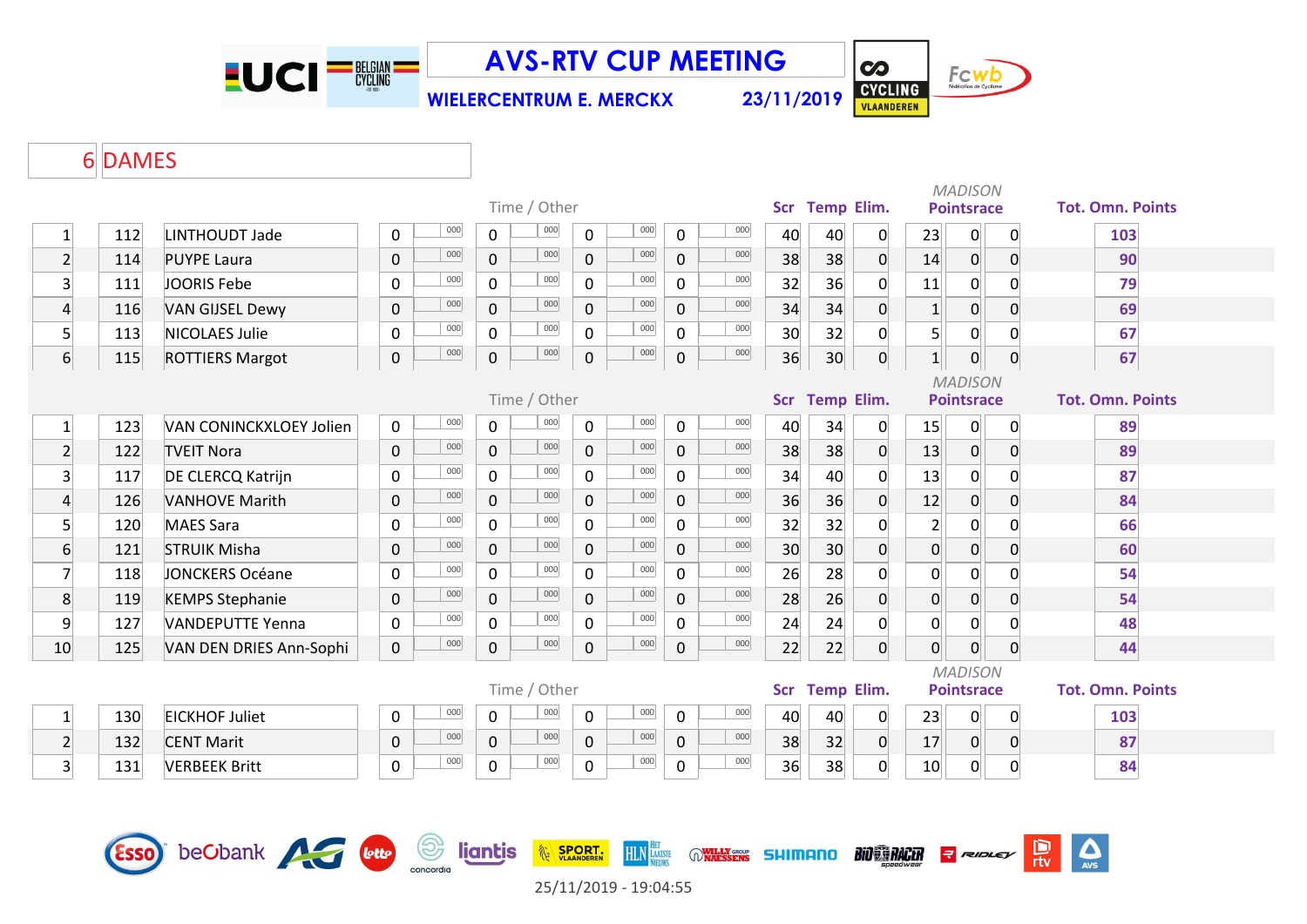# AVS-RTV CUP MEETING

**WIELERCENTRUM E. MERCKX** **23/11/2019**

## 6 DAMES

| Pos | No | Name | Time / Other | | | | | | | | Scr | Temp | Elim. | MADISON Pointsrace | | | Tot. Omn. Points |
|---|---|---|---|---|---|---|---|---|---|---|---|---|---|---|---|---|---|
| 1 | 112 | LINTHOUDT Jade | 0 | 000 | 0 | 000 | 0 | 000 | 0 | 000 | 40 | 40 | 0 | 23 | 0 | 0 | 103 |
| 2 | 114 | PUYPE Laura | 0 | 000 | 0 | 000 | 0 | 000 | 0 | 000 | 38 | 38 | 0 | 14 | 0 | 0 | 90 |
| 3 | 111 | JOORIS Febe | 0 | 000 | 0 | 000 | 0 | 000 | 0 | 000 | 32 | 36 | 0 | 11 | 0 | 0 | 79 |
| 4 | 116 | VAN GIJSEL Dewy | 0 | 000 | 0 | 000 | 0 | 000 | 0 | 000 | 34 | 34 | 0 | 1 | 0 | 0 | 69 |
| 5 | 113 | NICOLAES Julie | 0 | 000 | 0 | 000 | 0 | 000 | 0 | 000 | 30 | 32 | 0 | 5 | 0 | 0 | 67 |
| 6 | 115 | ROTTIERS Margot | 0 | 000 | 0 | 000 | 0 | 000 | 0 | 000 | 36 | 30 | 0 | 1 | 0 | 0 | 67 |

| Pos | No | Name | Time / Other | | | | | | | | Scr | Temp | Elim. | MADISON Pointsrace | | | Tot. Omn. Points |
|---|---|---|---|---|---|---|---|---|---|---|---|---|---|---|---|---|---|
| 1 | 123 | VAN CONINCKXLOEY Jolien | 0 | 000 | 0 | 000 | 0 | 000 | 0 | 000 | 40 | 34 | 0 | 15 | 0 | 0 | 89 |
| 2 | 122 | TVEIT Nora | 0 | 000 | 0 | 000 | 0 | 000 | 0 | 000 | 38 | 38 | 0 | 13 | 0 | 0 | 89 |
| 3 | 117 | DE CLERCQ Katrijn | 0 | 000 | 0 | 000 | 0 | 000 | 0 | 000 | 34 | 40 | 0 | 13 | 0 | 0 | 87 |
| 4 | 126 | VANHOVE Marith | 0 | 000 | 0 | 000 | 0 | 000 | 0 | 000 | 36 | 36 | 0 | 12 | 0 | 0 | 84 |
| 5 | 120 | MAES Sara | 0 | 000 | 0 | 000 | 0 | 000 | 0 | 000 | 32 | 32 | 0 | 2 | 0 | 0 | 66 |
| 6 | 121 | STRUIK Misha | 0 | 000 | 0 | 000 | 0 | 000 | 0 | 000 | 30 | 30 | 0 | 0 | 0 | 0 | 60 |
| 7 | 118 | JONCKERS Océane | 0 | 000 | 0 | 000 | 0 | 000 | 0 | 000 | 26 | 28 | 0 | 0 | 0 | 0 | 54 |
| 8 | 119 | KEMPS Stephanie | 0 | 000 | 0 | 000 | 0 | 000 | 0 | 000 | 28 | 26 | 0 | 0 | 0 | 0 | 54 |
| 9 | 127 | VANDEPUTTE Yenna | 0 | 000 | 0 | 000 | 0 | 000 | 0 | 000 | 24 | 24 | 0 | 0 | 0 | 0 | 48 |
| 10 | 125 | VAN DEN DRIES Ann-Sophi | 0 | 000 | 0 | 000 | 0 | 000 | 0 | 000 | 22 | 22 | 0 | 0 | 0 | 0 | 44 |

| Pos | No | Name | Time / Other | | | | | | | | Scr | Temp | Elim. | MADISON Pointsrace | | | Tot. Omn. Points |
|---|---|---|---|---|---|---|---|---|---|---|---|---|---|---|---|---|---|
| 1 | 130 | EICKHOF Juliet | 0 | 000 | 0 | 000 | 0 | 000 | 0 | 000 | 40 | 40 | 0 | 23 | 0 | 0 | 103 |
| 2 | 132 | CENT Marit | 0 | 000 | 0 | 000 | 0 | 000 | 0 | 000 | 38 | 32 | 0 | 17 | 0 | 0 | 87 |
| 3 | 131 | VERBEEK Britt | 0 | 000 | 0 | 000 | 0 | 000 | 0 | 000 | 36 | 38 | 0 | 10 | 0 | 0 | 84 |

25/11/2019 - 19:04:55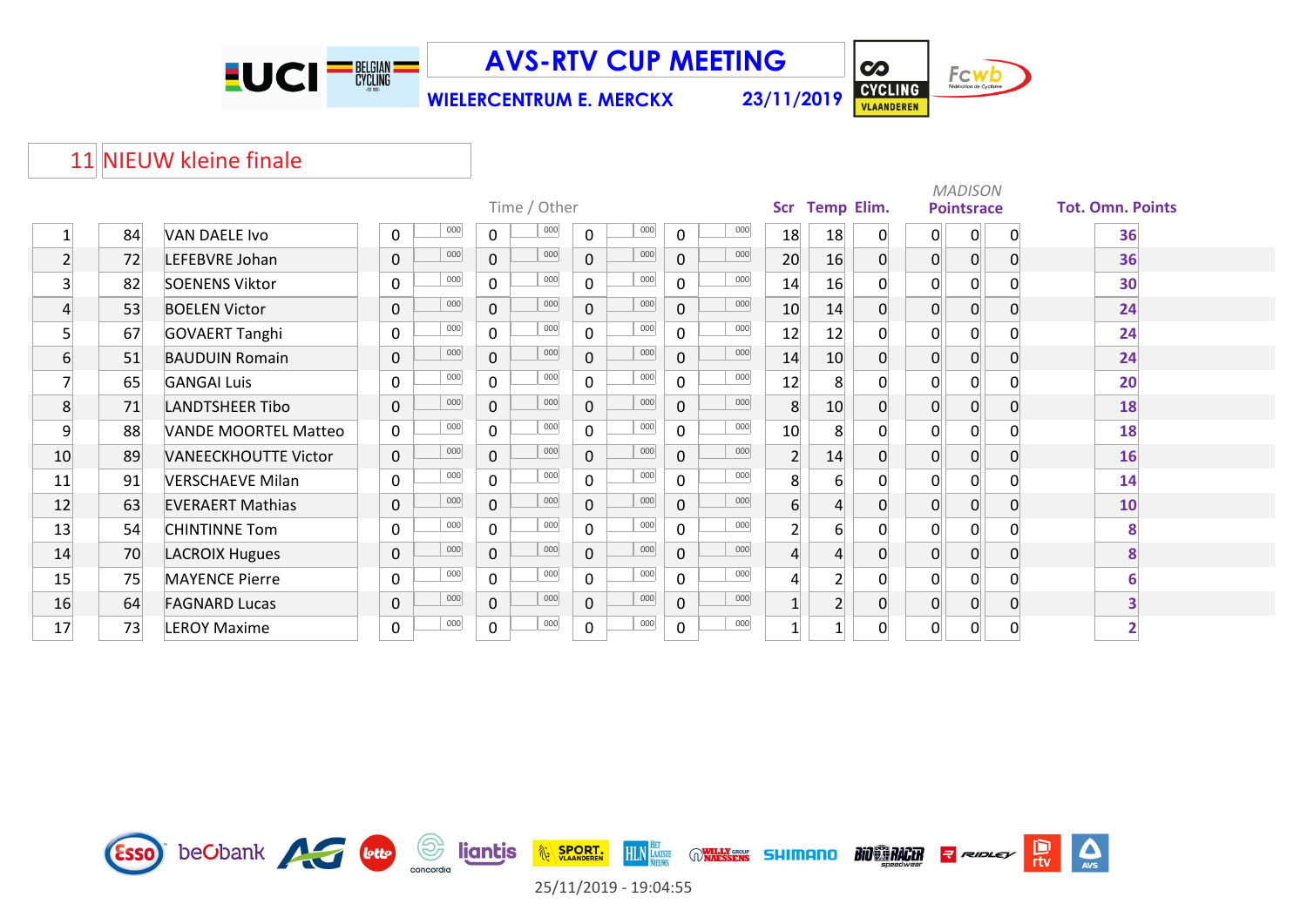# AVS-RTV CUP MEETING

**WIELERCENTRUM E. MERCKX** 23/11/2019

## 11 NIEUW kleine finale

| | | | Time / Other | | | | | | | | Scr | Temp | Elim. | MADISON Pointsrace | | | Tot. Omn. Points |
|---|---|---|---|---|---|---|---|---|---|---|---|---|---|---|---|---|---|
| 1 | 84 | VAN DAELE Ivo | 0 | 000 | 0 | 000 | 0 | 000 | 0 | 000 | 18 | 18 | 0 | 0 | 0 | 0 | 36 |
| 2 | 72 | LEFEBVRE Johan | 0 | 000 | 0 | 000 | 0 | 000 | 0 | 000 | 20 | 16 | 0 | 0 | 0 | 0 | 36 |
| 3 | 82 | SOENENS Viktor | 0 | 000 | 0 | 000 | 0 | 000 | 0 | 000 | 14 | 16 | 0 | 0 | 0 | 0 | 30 |
| 4 | 53 | BOELEN Victor | 0 | 000 | 0 | 000 | 0 | 000 | 0 | 000 | 10 | 14 | 0 | 0 | 0 | 0 | 24 |
| 5 | 67 | GOVAERT Tanghi | 0 | 000 | 0 | 000 | 0 | 000 | 0 | 000 | 12 | 12 | 0 | 0 | 0 | 0 | 24 |
| 6 | 51 | BAUDUIN Romain | 0 | 000 | 0 | 000 | 0 | 000 | 0 | 000 | 14 | 10 | 0 | 0 | 0 | 0 | 24 |
| 7 | 65 | GANGAI Luis | 0 | 000 | 0 | 000 | 0 | 000 | 0 | 000 | 12 | 8 | 0 | 0 | 0 | 0 | 20 |
| 8 | 71 | LANDTSHEER Tibo | 0 | 000 | 0 | 000 | 0 | 000 | 0 | 000 | 8 | 10 | 0 | 0 | 0 | 0 | 18 |
| 9 | 88 | VANDE MOORTEL Matteo | 0 | 000 | 0 | 000 | 0 | 000 | 0 | 000 | 10 | 8 | 0 | 0 | 0 | 0 | 18 |
| 10 | 89 | VANEECKHOUTTE Victor | 0 | 000 | 0 | 000 | 0 | 000 | 0 | 000 | 2 | 14 | 0 | 0 | 0 | 0 | 16 |
| 11 | 91 | VERSCHAEVE Milan | 0 | 000 | 0 | 000 | 0 | 000 | 0 | 000 | 8 | 6 | 0 | 0 | 0 | 0 | 14 |
| 12 | 63 | EVERAERT Mathias | 0 | 000 | 0 | 000 | 0 | 000 | 0 | 000 | 6 | 4 | 0 | 0 | 0 | 0 | 10 |
| 13 | 54 | CHINTINNE Tom | 0 | 000 | 0 | 000 | 0 | 000 | 0 | 000 | 2 | 6 | 0 | 0 | 0 | 0 | 8 |
| 14 | 70 | LACROIX Hugues | 0 | 000 | 0 | 000 | 0 | 000 | 0 | 000 | 4 | 4 | 0 | 0 | 0 | 0 | 8 |
| 15 | 75 | MAYENCE Pierre | 0 | 000 | 0 | 000 | 0 | 000 | 0 | 000 | 4 | 2 | 0 | 0 | 0 | 0 | 6 |
| 16 | 64 | FAGNARD Lucas | 0 | 000 | 0 | 000 | 0 | 000 | 0 | 000 | 1 | 2 | 0 | 0 | 0 | 0 | 3 |
| 17 | 73 | LEROY Maxime | 0 | 000 | 0 | 000 | 0 | 000 | 0 | 000 | 1 | 1 | 0 | 0 | 0 | 0 | 2 |

25/11/2019 - 19:04:55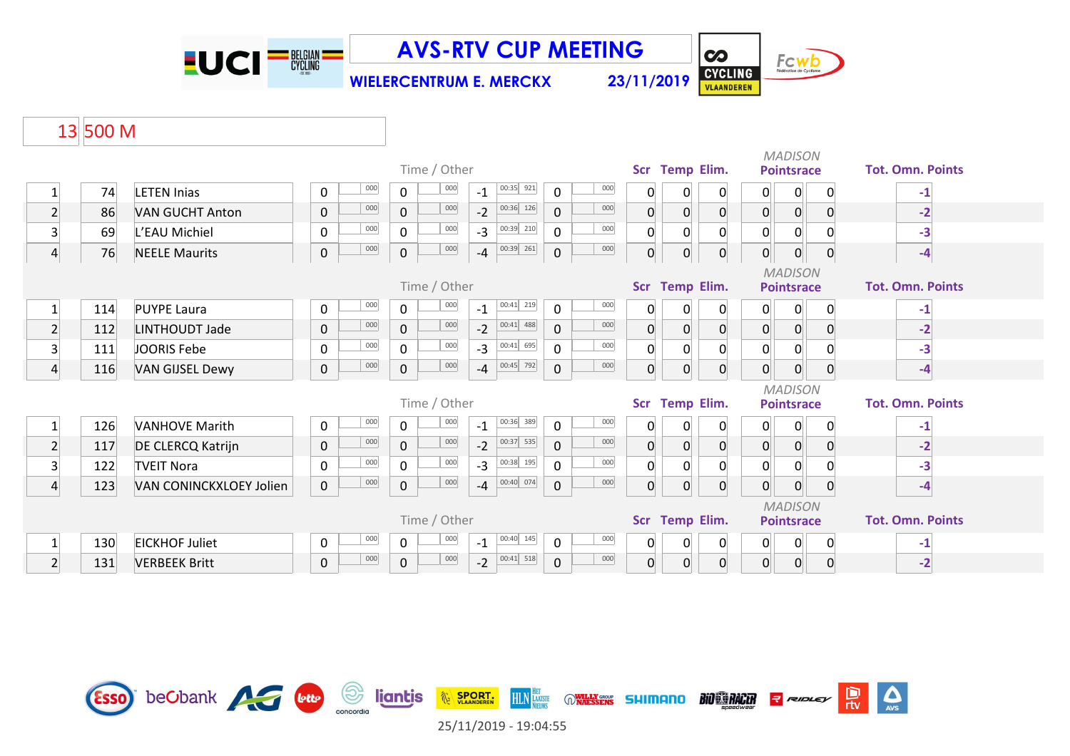# AVS-RTV CUP MEETING

**WIELERCENTRUM E. MERCKX** **23/11/2019**

## 13 500 M

| | | | Time / Other | | | | | | | | Scr | Temp | Elim. | MADISON Pointsrace | | | Tot. Omn. Points |
|---|---|---|---|---|---|---|---|---|---|---|---|---|---|---|---|---|---|
| 1 | 74 | LETEN Inias | 0 | 000 | 0 | 000 | -1 | 00:35 921 | 0 | 000 | 0 | 0 | 0 | 0 | 0 | 0 | -1 |
| 2 | 86 | VAN GUCHT Anton | 0 | 000 | 0 | 000 | -2 | 00:36 126 | 0 | 000 | 0 | 0 | 0 | 0 | 0 | 0 | -2 |
| 3 | 69 | L'EAU Michiel | 0 | 000 | 0 | 000 | -3 | 00:39 210 | 0 | 000 | 0 | 0 | 0 | 0 | 0 | 0 | -3 |
| 4 | 76 | NEELE Maurits | 0 | 000 | 0 | 000 | -4 | 00:39 261 | 0 | 000 | 0 | 0 | 0 | 0 | 0 | 0 | -4 |

| | | | Time / Other | | | | | | | | Scr | Temp | Elim. | MADISON Pointsrace | | | Tot. Omn. Points |
|---|---|---|---|---|---|---|---|---|---|---|---|---|---|---|---|---|---|
| 1 | 114 | PUYPE Laura | 0 | 000 | 0 | 000 | -1 | 00:41 219 | 0 | 000 | 0 | 0 | 0 | 0 | 0 | 0 | -1 |
| 2 | 112 | LINTHOUDT Jade | 0 | 000 | 0 | 000 | -2 | 00:41 488 | 0 | 000 | 0 | 0 | 0 | 0 | 0 | 0 | -2 |
| 3 | 111 | JOORIS Febe | 0 | 000 | 0 | 000 | -3 | 00:41 695 | 0 | 000 | 0 | 0 | 0 | 0 | 0 | 0 | -3 |
| 4 | 116 | VAN GIJSEL Dewy | 0 | 000 | 0 | 000 | -4 | 00:45 792 | 0 | 000 | 0 | 0 | 0 | 0 | 0 | 0 | -4 |

| | | | Time / Other | | | | | | | | Scr | Temp | Elim. | MADISON Pointsrace | | | Tot. Omn. Points |
|---|---|---|---|---|---|---|---|---|---|---|---|---|---|---|---|---|---|
| 1 | 126 | VANHOVE Marith | 0 | 000 | 0 | 000 | -1 | 00:36 389 | 0 | 000 | 0 | 0 | 0 | 0 | 0 | 0 | -1 |
| 2 | 117 | DE CLERCQ Katrijn | 0 | 000 | 0 | 000 | -2 | 00:37 535 | 0 | 000 | 0 | 0 | 0 | 0 | 0 | 0 | -2 |
| 3 | 122 | TVEIT Nora | 0 | 000 | 0 | 000 | -3 | 00:38 195 | 0 | 000 | 0 | 0 | 0 | 0 | 0 | 0 | -3 |
| 4 | 123 | VAN CONINCKXLOEY Jolien | 0 | 000 | 0 | 000 | -4 | 00:40 074 | 0 | 000 | 0 | 0 | 0 | 0 | 0 | 0 | -4 |

| | | | Time / Other | | | | | | | | Scr | Temp | Elim. | MADISON Pointsrace | | | Tot. Omn. Points |
|---|---|---|---|---|---|---|---|---|---|---|---|---|---|---|---|---|---|
| 1 | 130 | EICKHOF Juliet | 0 | 000 | 0 | 000 | -1 | 00:40 145 | 0 | 000 | 0 | 0 | 0 | 0 | 0 | 0 | -1 |
| 2 | 131 | VERBEEK Britt | 0 | 000 | 0 | 000 | -2 | 00:41 518 | 0 | 000 | 0 | 0 | 0 | 0 | 0 | 0 | -2 |

25/11/2019 - 19:04:55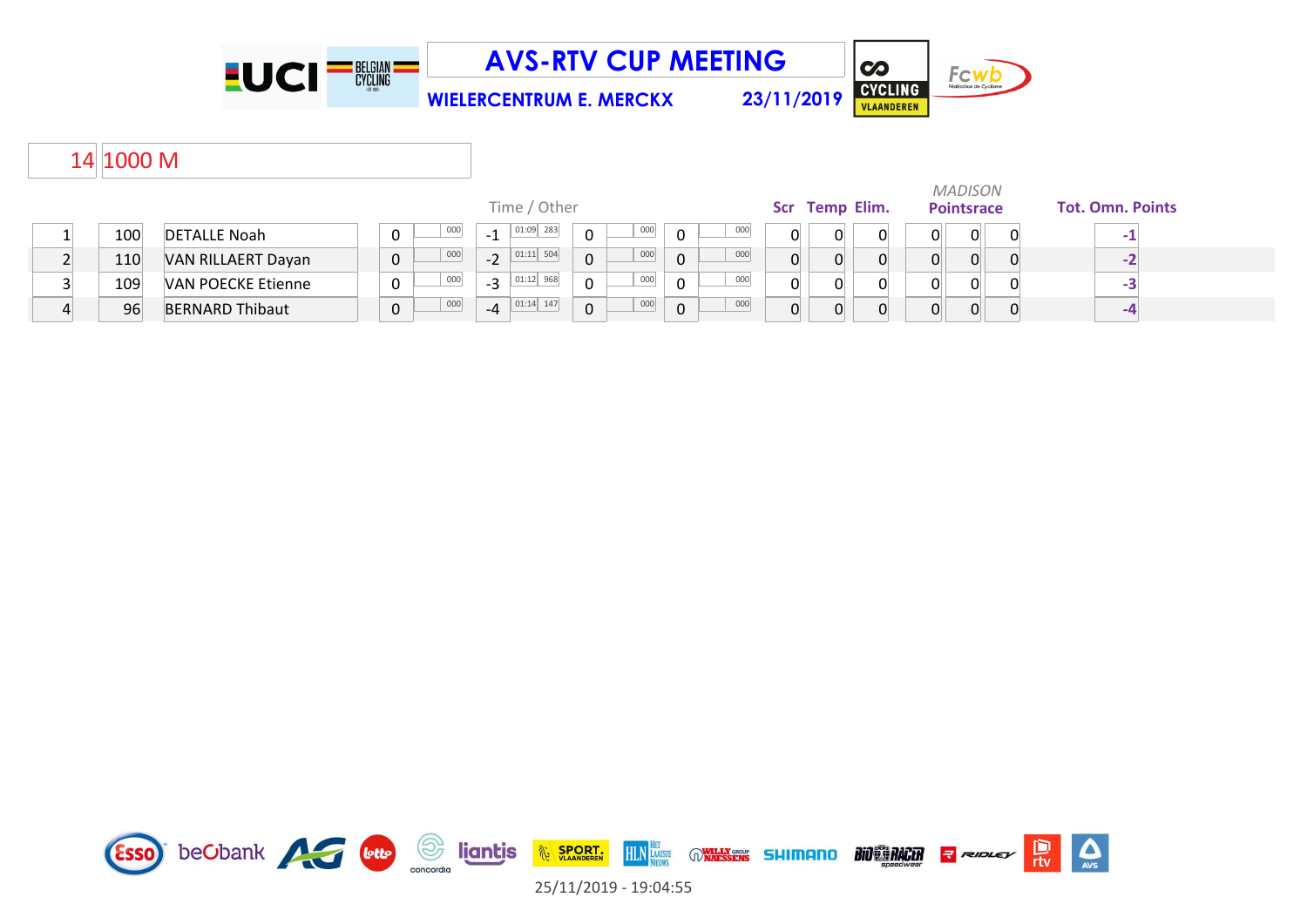# AVS-RTV CUP MEETING

**WIELERCENTRUM E. MERCKX** **23/11/2019**

## 14 1000 M

| | | | Time / Other | | | | | | | | Scr | Temp | Elim. | MADISON Pointsrace | | | Tot. Omn. Points |
|---|---|---|---|---|---|---|---|---|---|---|---|---|---|---|---|---|---|
| 1 | 100 | DETALLE Noah | 0 | 000 | -1 | 01:09 283 | 0 | 000 | 0 | 000 | 0 | 0 | 0 | 0 | 0 | 0 | -1 |
| 2 | 110 | VAN RILLAERT Dayan | 0 | 000 | -2 | 01:11 504 | 0 | 000 | 0 | 000 | 0 | 0 | 0 | 0 | 0 | 0 | -2 |
| 3 | 109 | VAN POECKE Etienne | 0 | 000 | -3 | 01:12 968 | 0 | 000 | 0 | 000 | 0 | 0 | 0 | 0 | 0 | 0 | -3 |
| 4 | 96 | BERNARD Thibaut | 0 | 000 | -4 | 01:14 147 | 0 | 000 | 0 | 000 | 0 | 0 | 0 | 0 | 0 | 0 | -4 |

25/11/2019 - 19:04:55